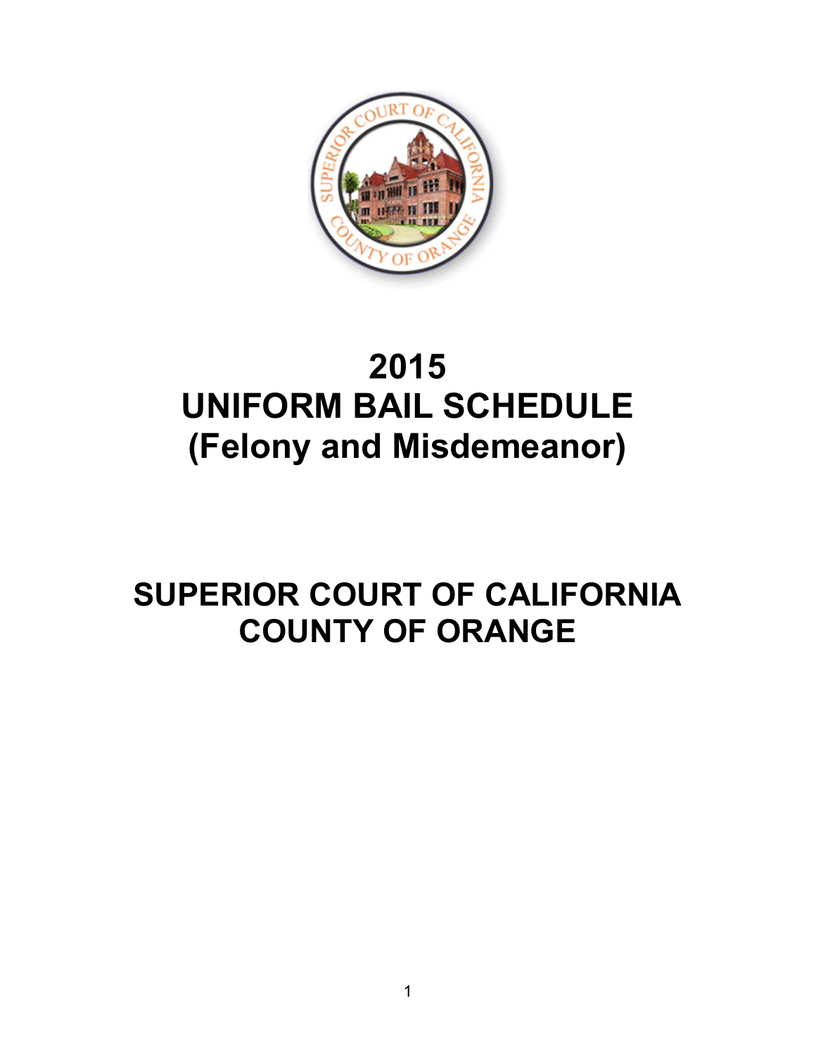# 2015
# UNIFORM BAIL SCHEDULE
# (Felony and Misdemeanor)

## SUPERIOR COURT OF CALIFORNIA
## COUNTY OF ORANGE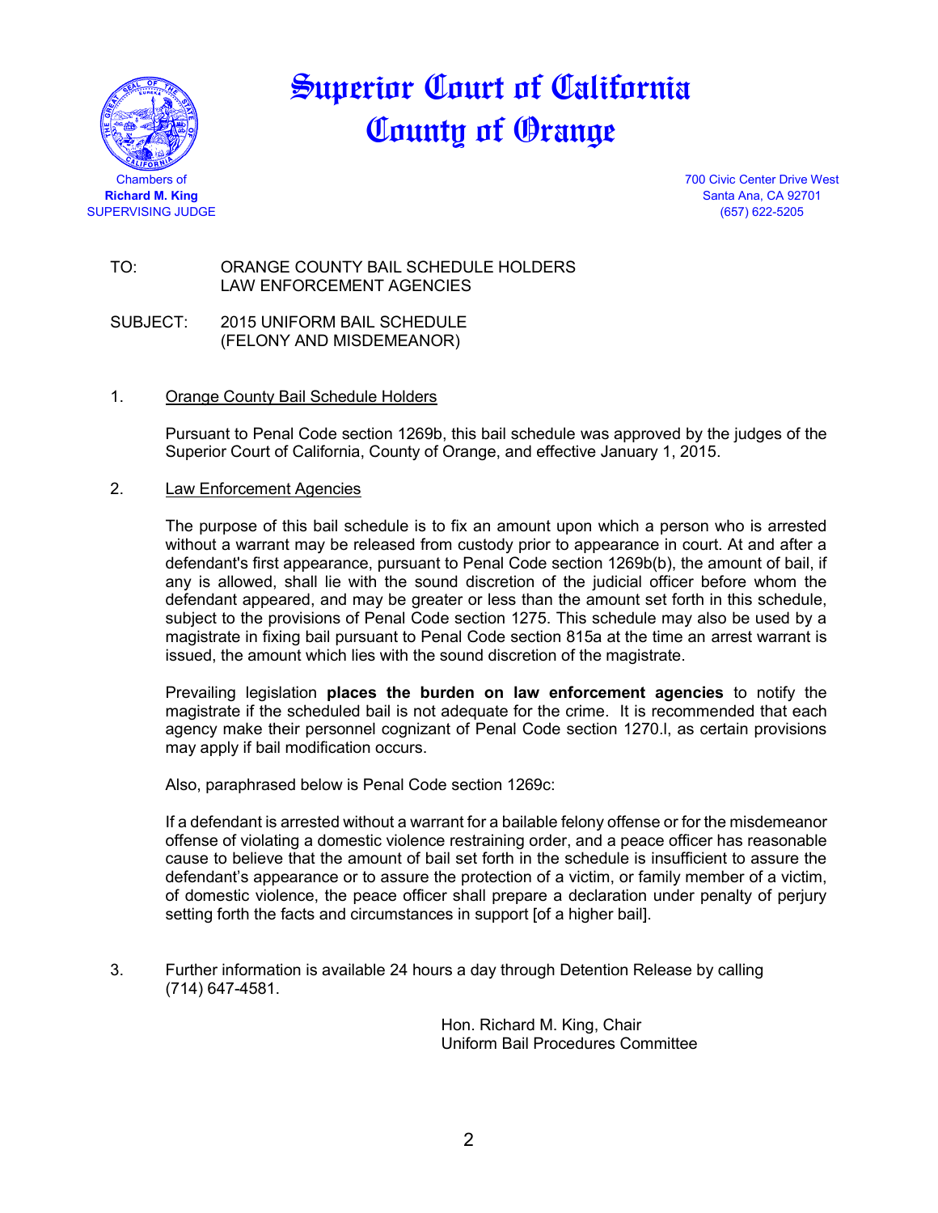# Superior Court of California
# County of Orange

Chambers of
**Richard M. King**
SUPERVISING JUDGE

700 Civic Center Drive West
Santa Ana, CA 92701
(657) 622-5205

TO: ORANGE COUNTY BAIL SCHEDULE HOLDERS
LAW ENFORCEMENT AGENCIES

SUBJECT: 2015 UNIFORM BAIL SCHEDULE
(FELONY AND MISDEMEANOR)

1. Orange County Bail Schedule Holders

   Pursuant to Penal Code section 1269b, this bail schedule was approved by the judges of the Superior Court of California, County of Orange, and effective January 1, 2015.

2. Law Enforcement Agencies

   The purpose of this bail schedule is to fix an amount upon which a person who is arrested without a warrant may be released from custody prior to appearance in court. At and after a defendant's first appearance, pursuant to Penal Code section 1269b(b), the amount of bail, if any is allowed, shall lie with the sound discretion of the judicial officer before whom the defendant appeared, and may be greater or less than the amount set forth in this schedule, subject to the provisions of Penal Code section 1275. This schedule may also be used by a magistrate in fixing bail pursuant to Penal Code section 815a at the time an arrest warrant is issued, the amount which lies with the sound discretion of the magistrate.

   Prevailing legislation **places the burden on law enforcement agencies** to notify the magistrate if the scheduled bail is not adequate for the crime. It is recommended that each agency make their personnel cognizant of Penal Code section 1270.l, as certain provisions may apply if bail modification occurs.

   Also, paraphrased below is Penal Code section 1269c:

   If a defendant is arrested without a warrant for a bailable felony offense or for the misdemeanor offense of violating a domestic violence restraining order, and a peace officer has reasonable cause to believe that the amount of bail set forth in the schedule is insufficient to assure the defendant's appearance or to assure the protection of a victim, or family member of a victim, of domestic violence, the peace officer shall prepare a declaration under penalty of perjury setting forth the facts and circumstances in support [of a higher bail].

3. Further information is available 24 hours a day through Detention Release by calling (714) 647-4581.

Hon. Richard M. King, Chair
Uniform Bail Procedures Committee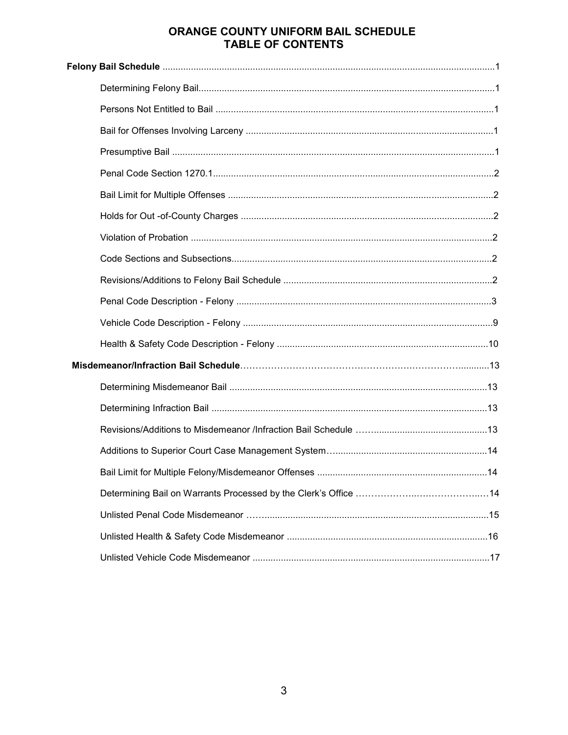# ORANGE COUNTY UNIFORM BAIL SCHEDULE
## TABLE OF CONTENTS

**Felony Bail Schedule** ..................................................................................................................1

- Determining Felony Bail..................................................................................................1
- Persons Not Entitled to Bail ...........................................................................................1
- Bail for Offenses Involving Larceny ................................................................................1
- Presumptive Bail .............................................................................................................1
- Penal Code Section 1270.1............................................................................................2
- Bail Limit for Multiple Offenses .......................................................................................2
- Holds for Out -of-County Charges ..................................................................................2
- Violation of Probation .....................................................................................................2
- Code Sections and Subsections.....................................................................................2
- Revisions/Additions to Felony Bail Schedule .................................................................2
- Penal Code Description - Felony ...................................................................................3
- Vehicle Code Description - Felony .................................................................................9
- Health & Safety Code Description - Felony ..................................................................10

**Misdemeanor/Infraction Bail Schedule**..........................................................................13

- Determining Misdemeanor Bail ....................................................................................13
- Determining Infraction Bail ...........................................................................................13
- Revisions/Additions to Misdemeanor /Infraction Bail Schedule ...................................13
- Additions to Superior Court Case Management System............................................14
- Bail Limit for Multiple Felony/Misdemeanor Offenses ..................................................14
- Determining Bail on Warrants Processed by the Clerk's Office ...................................14
- Unlisted Penal Code Misdemeanor ..............................................................................15
- Unlisted Health & Safety Code Misdemeanor ..............................................................16
- Unlisted Vehicle Code Misdemeanor ............................................................................17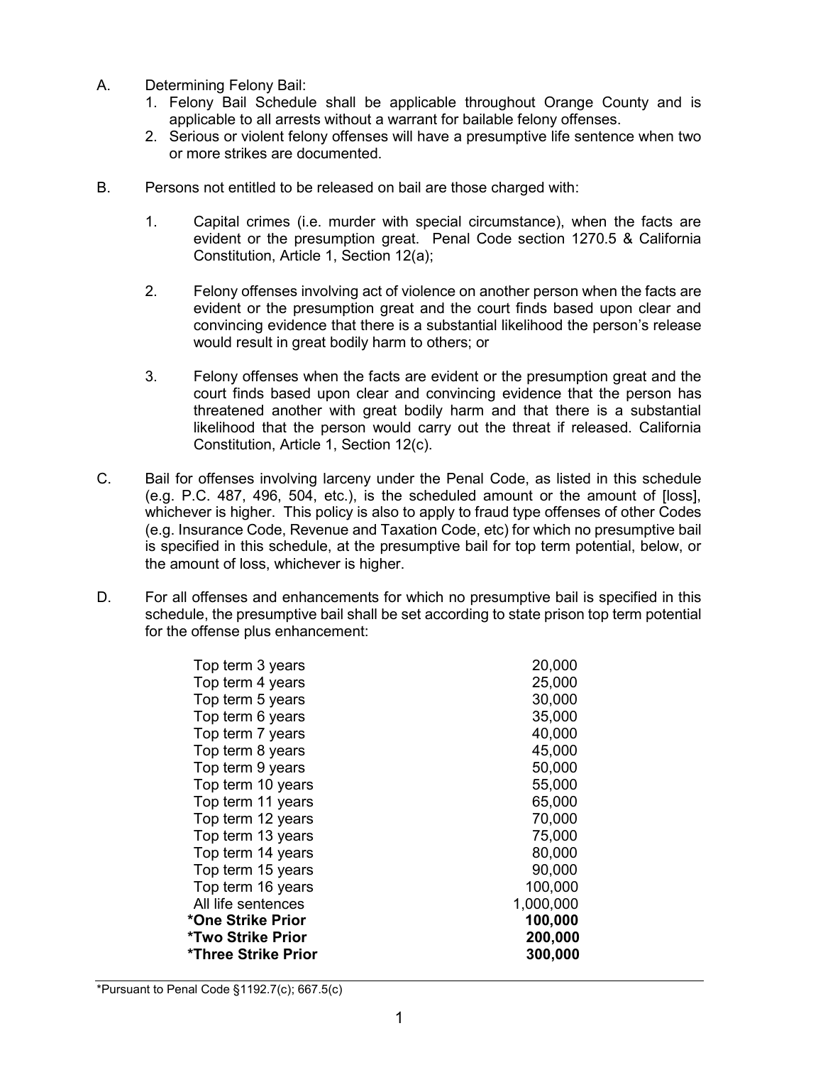A. Determining Felony Bail:
   1. Felony Bail Schedule shall be applicable throughout Orange County and is applicable to all arrests without a warrant for bailable felony offenses.
   2. Serious or violent felony offenses will have a presumptive life sentence when two or more strikes are documented.

B. Persons not entitled to be released on bail are those charged with:

   1. Capital crimes (i.e. murder with special circumstance), when the facts are evident or the presumption great. Penal Code section 1270.5 & California Constitution, Article 1, Section 12(a);

   2. Felony offenses involving act of violence on another person when the facts are evident or the presumption great and the court finds based upon clear and convincing evidence that there is a substantial likelihood the person's release would result in great bodily harm to others; or

   3. Felony offenses when the facts are evident or the presumption great and the court finds based upon clear and convincing evidence that the person has threatened another with great bodily harm and that there is a substantial likelihood that the person would carry out the threat if released. California Constitution, Article 1, Section 12(c).

C. Bail for offenses involving larceny under the Penal Code, as listed in this schedule (e.g. P.C. 487, 496, 504, etc.), is the scheduled amount or the amount of [loss], whichever is higher. This policy is also to apply to fraud type offenses of other Codes (e.g. Insurance Code, Revenue and Taxation Code, etc) for which no presumptive bail is specified in this schedule, at the presumptive bail for top term potential, below, or the amount of loss, whichever is higher.

D. For all offenses and enhancements for which no presumptive bail is specified in this schedule, the presumptive bail shall be set according to state prison top term potential for the offense plus enhancement:

| | |
|---|---|
| Top term 3 years | 20,000 |
| Top term 4 years | 25,000 |
| Top term 5 years | 30,000 |
| Top term 6 years | 35,000 |
| Top term 7 years | 40,000 |
| Top term 8 years | 45,000 |
| Top term 9 years | 50,000 |
| Top term 10 years | 55,000 |
| Top term 11 years | 65,000 |
| Top term 12 years | 70,000 |
| Top term 13 years | 75,000 |
| Top term 14 years | 80,000 |
| Top term 15 years | 90,000 |
| Top term 16 years | 100,000 |
| All life sentences | 1,000,000 |
| **\*One Strike Prior** | **100,000** |
| **\*Two Strike Prior** | **200,000** |
| **\*Three Strike Prior** | **300,000** |

*Pursuant to Penal Code §1192.7(c); 667.5(c)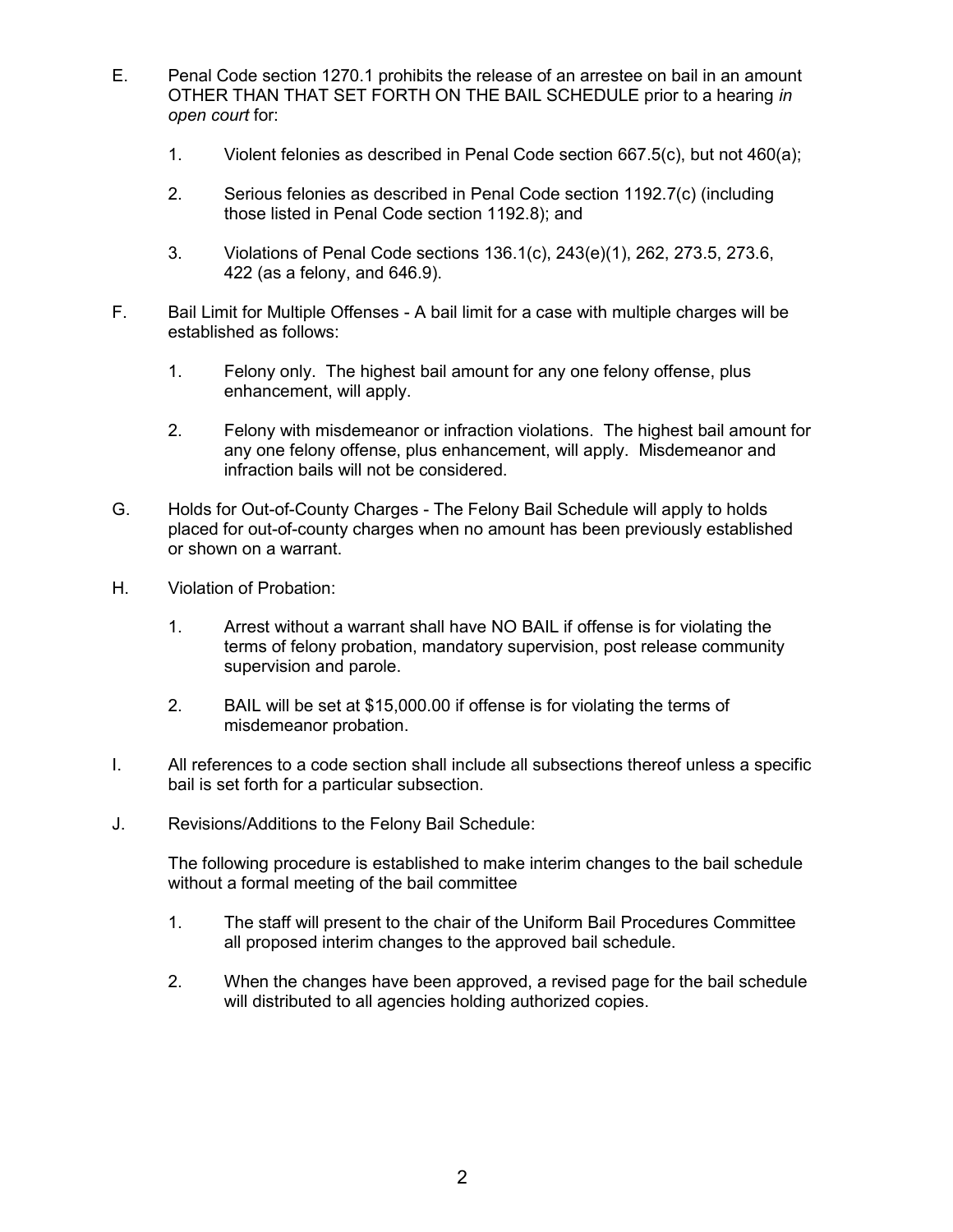E. Penal Code section 1270.1 prohibits the release of an arrestee on bail in an amount OTHER THAN THAT SET FORTH ON THE BAIL SCHEDULE prior to a hearing *in open court* for:

   1. Violent felonies as described in Penal Code section 667.5(c), but not 460(a);

   2. Serious felonies as described in Penal Code section 1192.7(c) (including those listed in Penal Code section 1192.8); and

   3. Violations of Penal Code sections 136.1(c), 243(e)(1), 262, 273.5, 273.6, 422 (as a felony, and 646.9).

F. Bail Limit for Multiple Offenses - A bail limit for a case with multiple charges will be established as follows:

   1. Felony only. The highest bail amount for any one felony offense, plus enhancement, will apply.

   2. Felony with misdemeanor or infraction violations. The highest bail amount for any one felony offense, plus enhancement, will apply. Misdemeanor and infraction bails will not be considered.

G. Holds for Out-of-County Charges - The Felony Bail Schedule will apply to holds placed for out-of-county charges when no amount has been previously established or shown on a warrant.

H. Violation of Probation:

   1. Arrest without a warrant shall have NO BAIL if offense is for violating the terms of felony probation, mandatory supervision, post release community supervision and parole.

   2. BAIL will be set at $15,000.00 if offense is for violating the terms of misdemeanor probation.

I. All references to a code section shall include all subsections thereof unless a specific bail is set forth for a particular subsection.

J. Revisions/Additions to the Felony Bail Schedule:

   The following procedure is established to make interim changes to the bail schedule without a formal meeting of the bail committee

   1. The staff will present to the chair of the Uniform Bail Procedures Committee all proposed interim changes to the approved bail schedule.

   2. When the changes have been approved, a revised page for the bail schedule will distributed to all agencies holding authorized copies.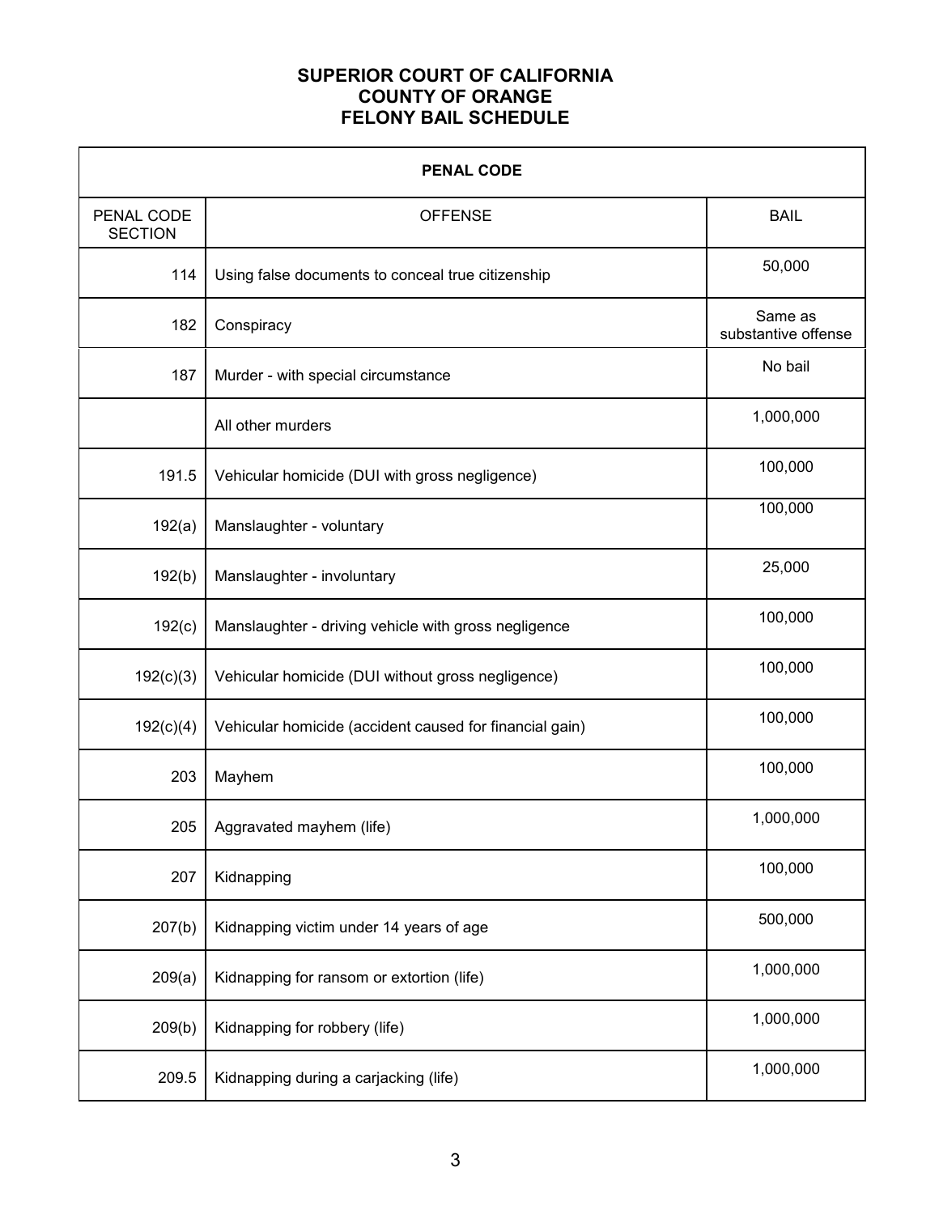# SUPERIOR COURT OF CALIFORNIA
# COUNTY OF ORANGE
# FELONY BAIL SCHEDULE

| PENAL CODE | | |
|---|---|---|
| PENAL CODE SECTION | OFFENSE | BAIL |
| 114 | Using false documents to conceal true citizenship | 50,000 |
| 182 | Conspiracy | Same as substantive offense |
| 187 | Murder - with special circumstance | No bail |
| | All other murders | 1,000,000 |
| 191.5 | Vehicular homicide (DUI with gross negligence) | 100,000 |
| 192(a) | Manslaughter - voluntary | 100,000 |
| 192(b) | Manslaughter - involuntary | 25,000 |
| 192(c) | Manslaughter - driving vehicle with gross negligence | 100,000 |
| 192(c)(3) | Vehicular homicide (DUI without gross negligence) | 100,000 |
| 192(c)(4) | Vehicular homicide (accident caused for financial gain) | 100,000 |
| 203 | Mayhem | 100,000 |
| 205 | Aggravated mayhem (life) | 1,000,000 |
| 207 | Kidnapping | 100,000 |
| 207(b) | Kidnapping victim under 14 years of age | 500,000 |
| 209(a) | Kidnapping for ransom or extortion (life) | 1,000,000 |
| 209(b) | Kidnapping for robbery (life) | 1,000,000 |
| 209.5 | Kidnapping during a carjacking (life) | 1,000,000 |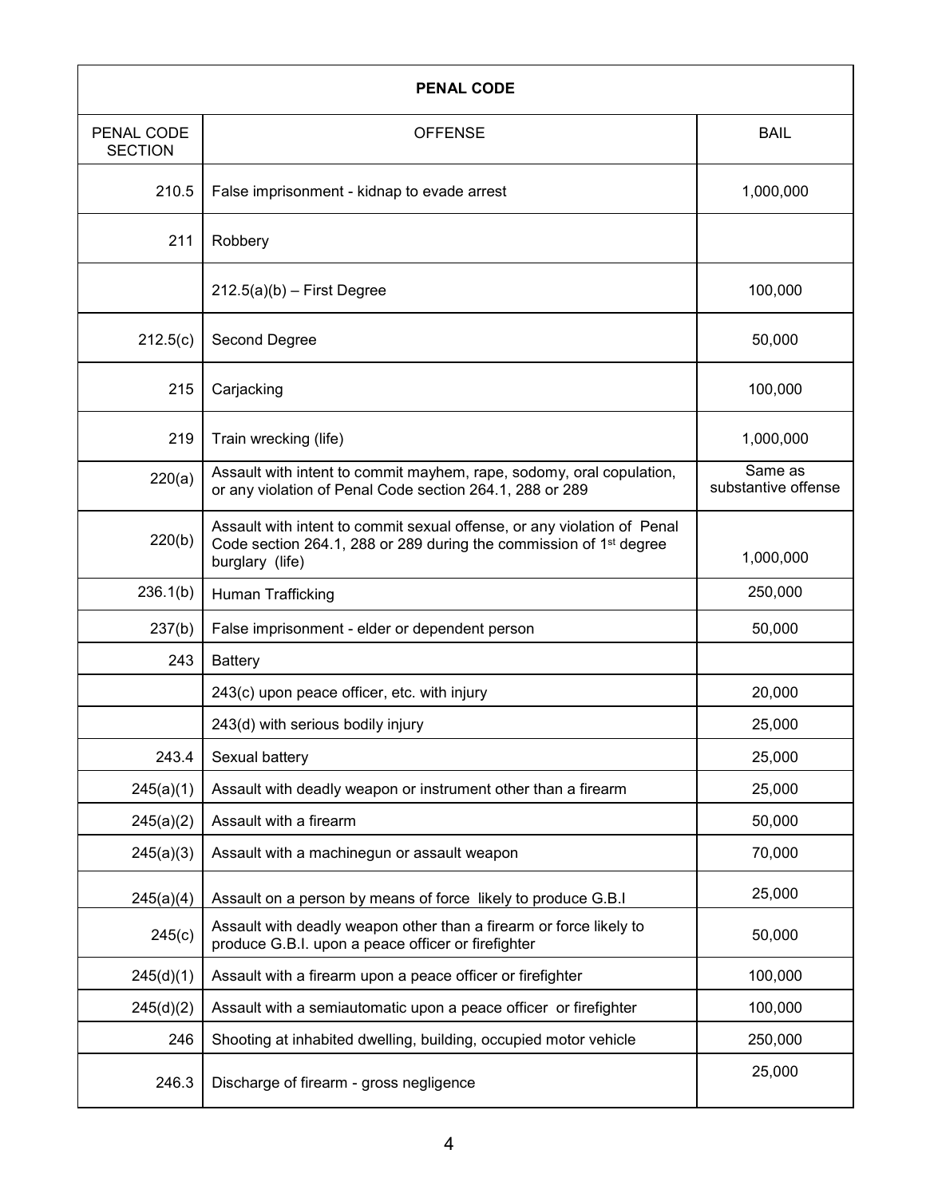| PENAL CODE | | |
|---|---|---|
| PENAL CODE SECTION | OFFENSE | BAIL |
| 210.5 | False imprisonment - kidnap to evade arrest | 1,000,000 |
| 211 | Robbery | |
| | 212.5(a)(b) – First Degree | 100,000 |
| 212.5(c) | Second Degree | 50,000 |
| 215 | Carjacking | 100,000 |
| 219 | Train wrecking (life) | 1,000,000 |
| 220(a) | Assault with intent to commit mayhem, rape, sodomy, oral copulation, or any violation of Penal Code section 264.1, 288 or 289 | Same as substantive offense |
| 220(b) | Assault with intent to commit sexual offense, or any violation of Penal Code section 264.1, 288 or 289 during the commission of 1st degree burglary (life) | 1,000,000 |
| 236.1(b) | Human Trafficking | 250,000 |
| 237(b) | False imprisonment - elder or dependent person | 50,000 |
| 243 | Battery | |
| | 243(c) upon peace officer, etc. with injury | 20,000 |
| | 243(d) with serious bodily injury | 25,000 |
| 243.4 | Sexual battery | 25,000 |
| 245(a)(1) | Assault with deadly weapon or instrument other than a firearm | 25,000 |
| 245(a)(2) | Assault with a firearm | 50,000 |
| 245(a)(3) | Assault with a machinegun or assault weapon | 70,000 |
| 245(a)(4) | Assault on a person by means of force likely to produce G.B.I | 25,000 |
| 245(c) | Assault with deadly weapon other than a firearm or force likely to produce G.B.I. upon a peace officer or firefighter | 50,000 |
| 245(d)(1) | Assault with a firearm upon a peace officer or firefighter | 100,000 |
| 245(d)(2) | Assault with a semiautomatic upon a peace officer or firefighter | 100,000 |
| 246 | Shooting at inhabited dwelling, building, occupied motor vehicle | 250,000 |
| 246.3 | Discharge of firearm - gross negligence | 25,000 |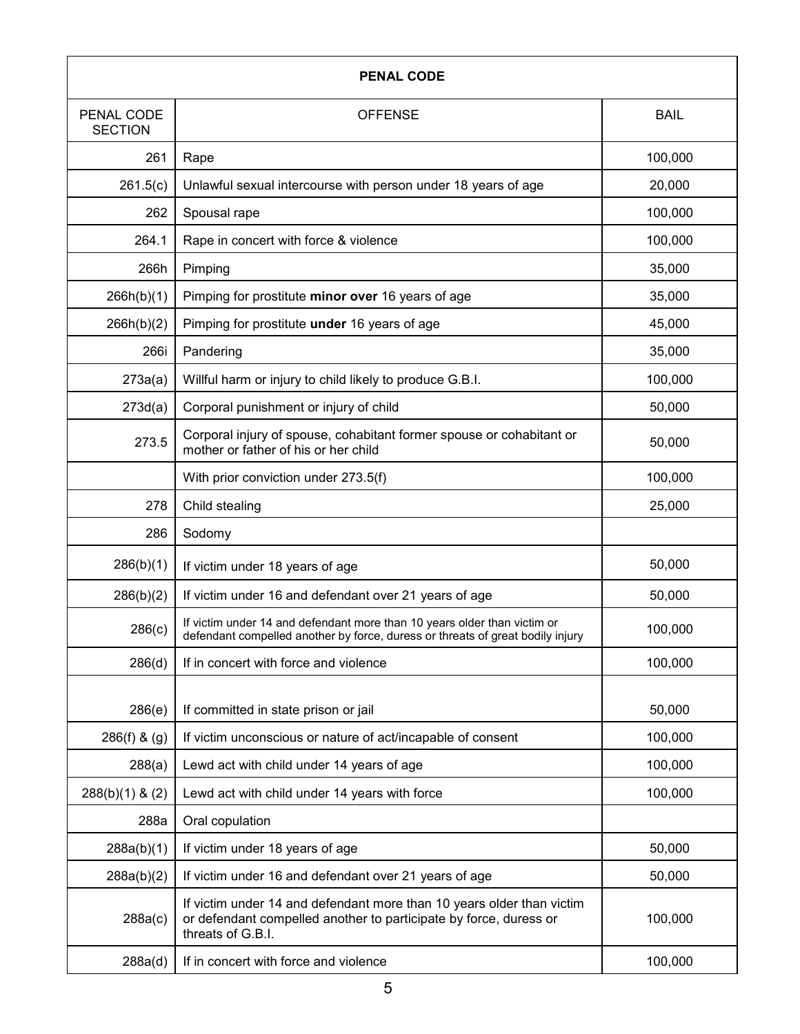| PENAL CODE | | |
|---|---|---|
| PENAL CODE SECTION | OFFENSE | BAIL |
| 261 | Rape | 100,000 |
| 261.5(c) | Unlawful sexual intercourse with person under 18 years of age | 20,000 |
| 262 | Spousal rape | 100,000 |
| 264.1 | Rape in concert with force & violence | 100,000 |
| 266h | Pimping | 35,000 |
| 266h(b)(1) | Pimping for prostitute **minor over** 16 years of age | 35,000 |
| 266h(b)(2) | Pimping for prostitute **under** 16 years of age | 45,000 |
| 266i | Pandering | 35,000 |
| 273a(a) | Willful harm or injury to child likely to produce G.B.I. | 100,000 |
| 273d(a) | Corporal punishment or injury of child | 50,000 |
| 273.5 | Corporal injury of spouse, cohabitant former spouse or cohabitant or mother or father of his or her child | 50,000 |
| | With prior conviction under 273.5(f) | 100,000 |
| 278 | Child stealing | 25,000 |
| 286 | Sodomy | |
| 286(b)(1) | If victim under 18 years of age | 50,000 |
| 286(b)(2) | If victim under 16 and defendant over 21 years of age | 50,000 |
| 286(c) | If victim under 14 and defendant more than 10 years older than victim or defendant compelled another by force, duress or threats of great bodily injury | 100,000 |
| 286(d) | If in concert with force and violence | 100,000 |
| 286(e) | If committed in state prison or jail | 50,000 |
| 286(f) & (g) | If victim unconscious or nature of act/incapable of consent | 100,000 |
| 288(a) | Lewd act with child under 14 years of age | 100,000 |
| 288(b)(1) & (2) | Lewd act with child under 14 years with force | 100,000 |
| 288a | Oral copulation | |
| 288a(b)(1) | If victim under 18 years of age | 50,000 |
| 288a(b)(2) | If victim under 16 and defendant over 21 years of age | 50,000 |
| 288a(c) | If victim under 14 and defendant more than 10 years older than victim or defendant compelled another to participate by force, duress or threats of G.B.I. | 100,000 |
| 288a(d) | If in concert with force and violence | 100,000 |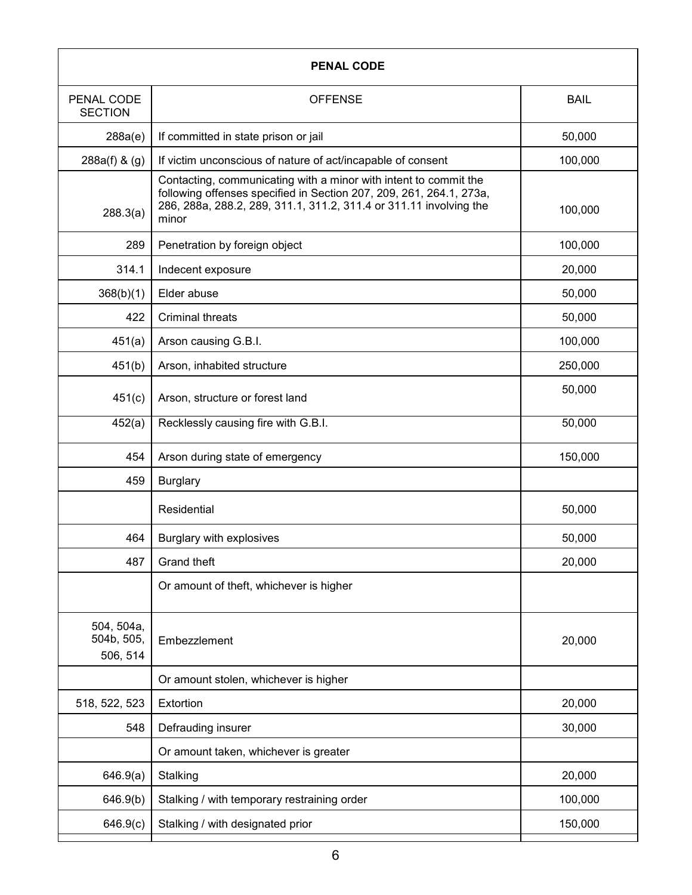| PENAL CODE | | |
|---|---|---|
| PENAL CODE SECTION | OFFENSE | BAIL |
| 288a(e) | If committed in state prison or jail | 50,000 |
| 288a(f) & (g) | If victim unconscious of nature of act/incapable of consent | 100,000 |
| 288.3(a) | Contacting, communicating with a minor with intent to commit the following offenses specified in Section 207, 209, 261, 264.1, 273a, 286, 288a, 288.2, 289, 311.1, 311.2, 311.4 or 311.11 involving the minor | 100,000 |
| 289 | Penetration by foreign object | 100,000 |
| 314.1 | Indecent exposure | 20,000 |
| 368(b)(1) | Elder abuse | 50,000 |
| 422 | Criminal threats | 50,000 |
| 451(a) | Arson causing G.B.I. | 100,000 |
| 451(b) | Arson, inhabited structure | 250,000 |
| 451(c) | Arson, structure or forest land | 50,000 |
| 452(a) | Recklessly causing fire with G.B.I. | 50,000 |
| 454 | Arson during state of emergency | 150,000 |
| 459 | Burglary | |
| | Residential | 50,000 |
| 464 | Burglary with explosives | 50,000 |
| 487 | Grand theft | 20,000 |
| | Or amount of theft, whichever is higher | |
| 504, 504a, 504b, 505, 506, 514 | Embezzlement | 20,000 |
| | Or amount stolen, whichever is higher | |
| 518, 522, 523 | Extortion | 20,000 |
| 548 | Defrauding insurer | 30,000 |
| | Or amount taken, whichever is greater | |
| 646.9(a) | Stalking | 20,000 |
| 646.9(b) | Stalking / with temporary restraining order | 100,000 |
| 646.9(c) | Stalking / with designated prior | 150,000 |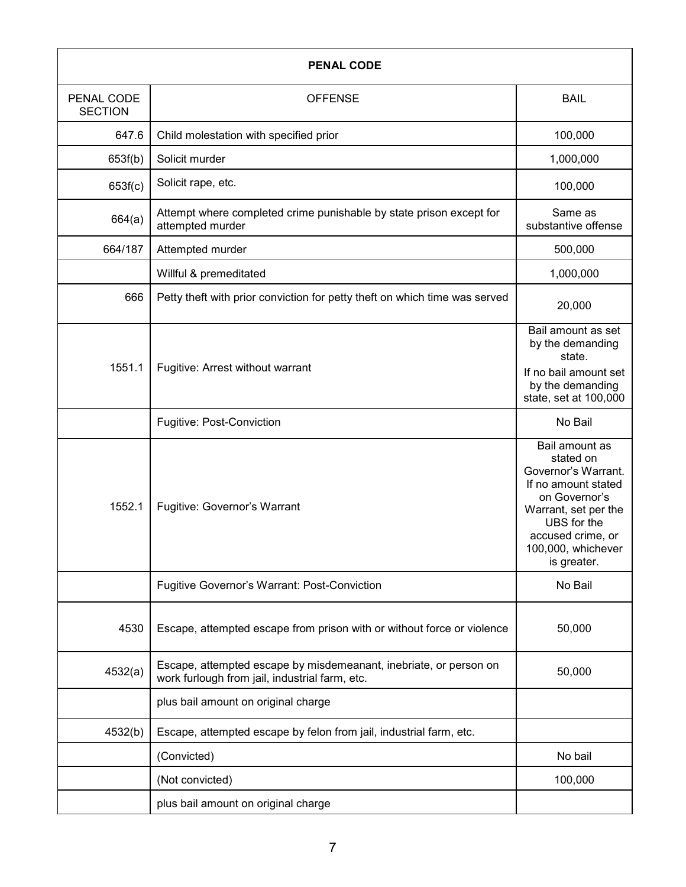| PENAL CODE | | |
|---|---|---|
| PENAL CODE SECTION | OFFENSE | BAIL |
| 647.6 | Child molestation with specified prior | 100,000 |
| 653f(b) | Solicit murder | 1,000,000 |
| 653f(c) | Solicit rape, etc. | 100,000 |
| 664(a) | Attempt where completed crime punishable by state prison except for attempted murder | Same as substantive offense |
| 664/187 | Attempted murder | 500,000 |
| | Willful & premeditated | 1,000,000 |
| 666 | Petty theft with prior conviction for petty theft on which time was served | 20,000 |
| 1551.1 | Fugitive: Arrest without warrant | Bail amount as set by the demanding state. If no bail amount set by the demanding state, set at 100,000 |
| | Fugitive: Post-Conviction | No Bail |
| 1552.1 | Fugitive: Governor's Warrant | Bail amount as stated on Governor's Warrant. If no amount stated on Governor's Warrant, set per the UBS for the accused crime, or 100,000, whichever is greater. |
| | Fugitive Governor's Warrant: Post-Conviction | No Bail |
| 4530 | Escape, attempted escape from prison with or without force or violence | 50,000 |
| 4532(a) | Escape, attempted escape by misdemeanant, inebriate, or person on work furlough from jail, industrial farm, etc. | 50,000 |
| | plus bail amount on original charge | |
| 4532(b) | Escape, attempted escape by felon from jail, industrial farm, etc. | |
| | (Convicted) | No bail |
| | (Not convicted) | 100,000 |
| | plus bail amount on original charge | |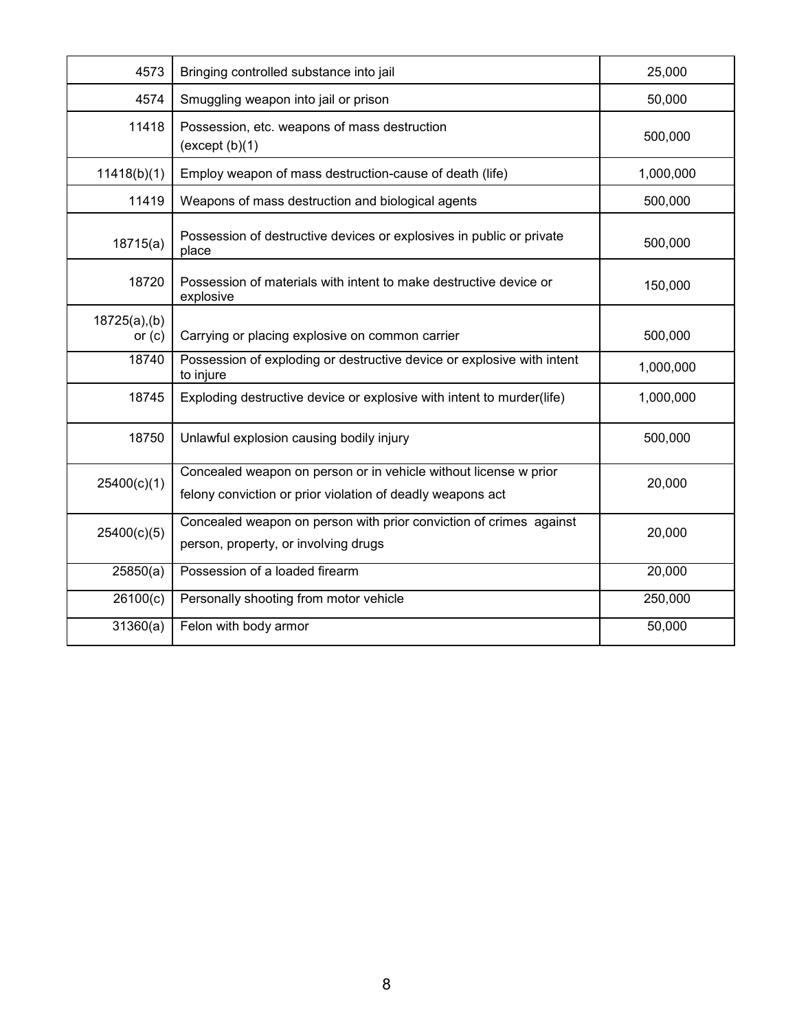| | | |
|---|---|---|
| 4573 | Bringing controlled substance into jail | 25,000 |
| 4574 | Smuggling weapon into jail or prison | 50,000 |
| 11418 | Possession, etc. weapons of mass destruction (except (b)(1) | 500,000 |
| 11418(b)(1) | Employ weapon of mass destruction-cause of death (life) | 1,000,000 |
| 11419 | Weapons of mass destruction and biological agents | 500,000 |
| 18715(a) | Possession of destructive devices or explosives in public or private place | 500,000 |
| 18720 | Possession of materials with intent to make destructive device or explosive | 150,000 |
| 18725(a),(b) or (c) | Carrying or placing explosive on common carrier | 500,000 |
| 18740 | Possession of exploding or destructive device or explosive with intent to injure | 1,000,000 |
| 18745 | Exploding destructive device or explosive with intent to murder(life) | 1,000,000 |
| 18750 | Unlawful explosion causing bodily injury | 500,000 |
| 25400(c)(1) | Concealed weapon on person or in vehicle without license w prior felony conviction or prior violation of deadly weapons act | 20,000 |
| 25400(c)(5) | Concealed weapon on person with prior conviction of crimes against person, property, or involving drugs | 20,000 |
| 25850(a) | Possession of a loaded firearm | 20,000 |
| 26100(c) | Personally shooting from motor vehicle | 250,000 |
| 31360(a) | Felon with body armor | 50,000 |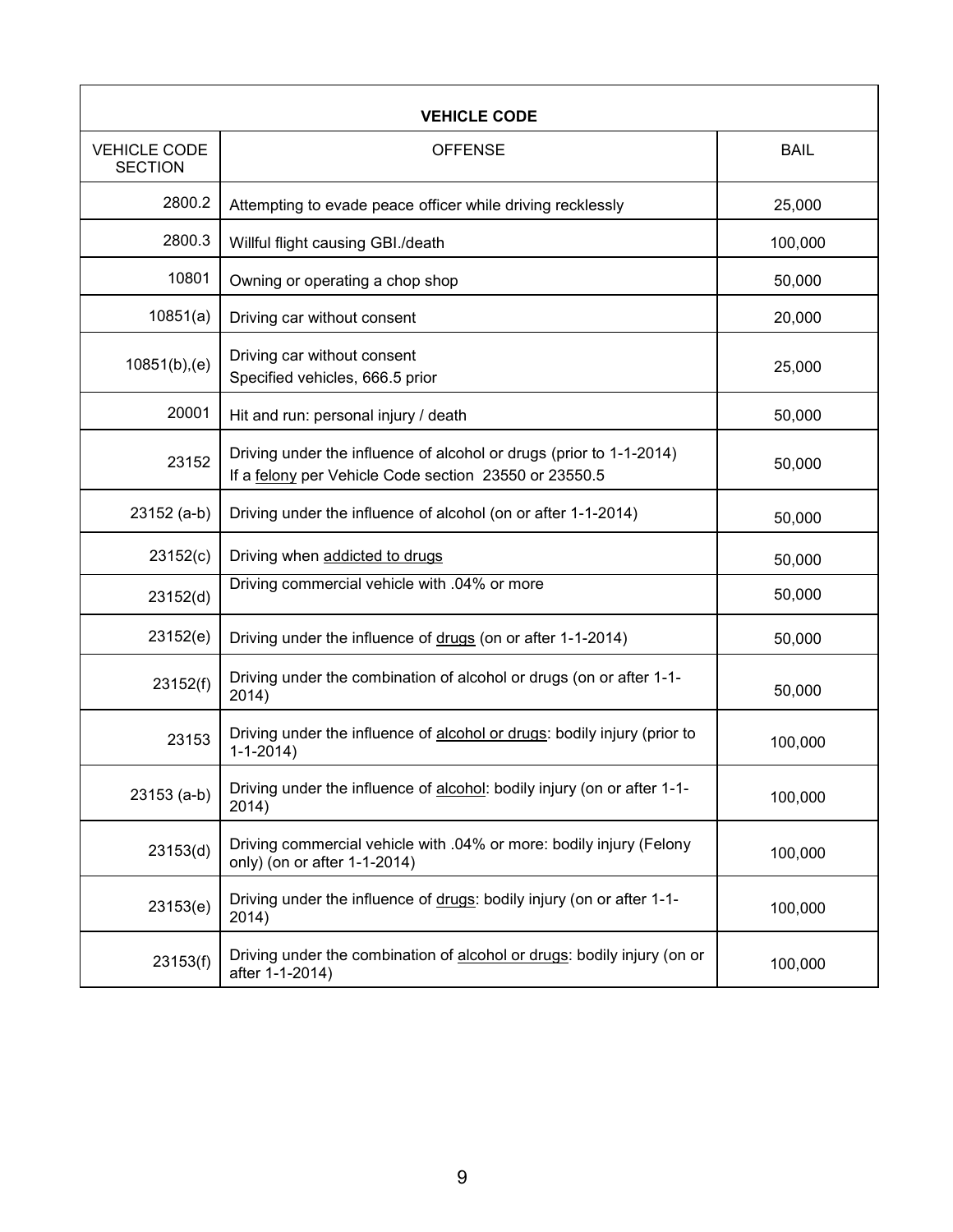| VEHICLE CODE | | |
|---|---|---|
| VEHICLE CODE SECTION | OFFENSE | BAIL |
| 2800.2 | Attempting to evade peace officer while driving recklessly | 25,000 |
| 2800.3 | Willful flight causing GBI./death | 100,000 |
| 10801 | Owning or operating a chop shop | 50,000 |
| 10851(a) | Driving car without consent | 20,000 |
| 10851(b),(e) | Driving car without consent<br>Specified vehicles, 666.5 prior | 25,000 |
| 20001 | Hit and run: personal injury / death | 50,000 |
| 23152 | Driving under the influence of alcohol or drugs (prior to 1-1-2014)<br>If a felony per Vehicle Code section 23550 or 23550.5 | 50,000 |
| 23152 (a-b) | Driving under the influence of alcohol (on or after 1-1-2014) | 50,000 |
| 23152(c) | Driving when addicted to drugs | 50,000 |
| 23152(d) | Driving commercial vehicle with .04% or more | 50,000 |
| 23152(e) | Driving under the influence of drugs (on or after 1-1-2014) | 50,000 |
| 23152(f) | Driving under the combination of alcohol or drugs (on or after 1-1-2014) | 50,000 |
| 23153 | Driving under the influence of alcohol or drugs: bodily injury (prior to 1-1-2014) | 100,000 |
| 23153 (a-b) | Driving under the influence of alcohol: bodily injury (on or after 1-1-2014) | 100,000 |
| 23153(d) | Driving commercial vehicle with .04% or more: bodily injury (Felony only) (on or after 1-1-2014) | 100,000 |
| 23153(e) | Driving under the influence of drugs: bodily injury (on or after 1-1-2014) | 100,000 |
| 23153(f) | Driving under the combination of alcohol or drugs: bodily injury (on or after 1-1-2014) | 100,000 |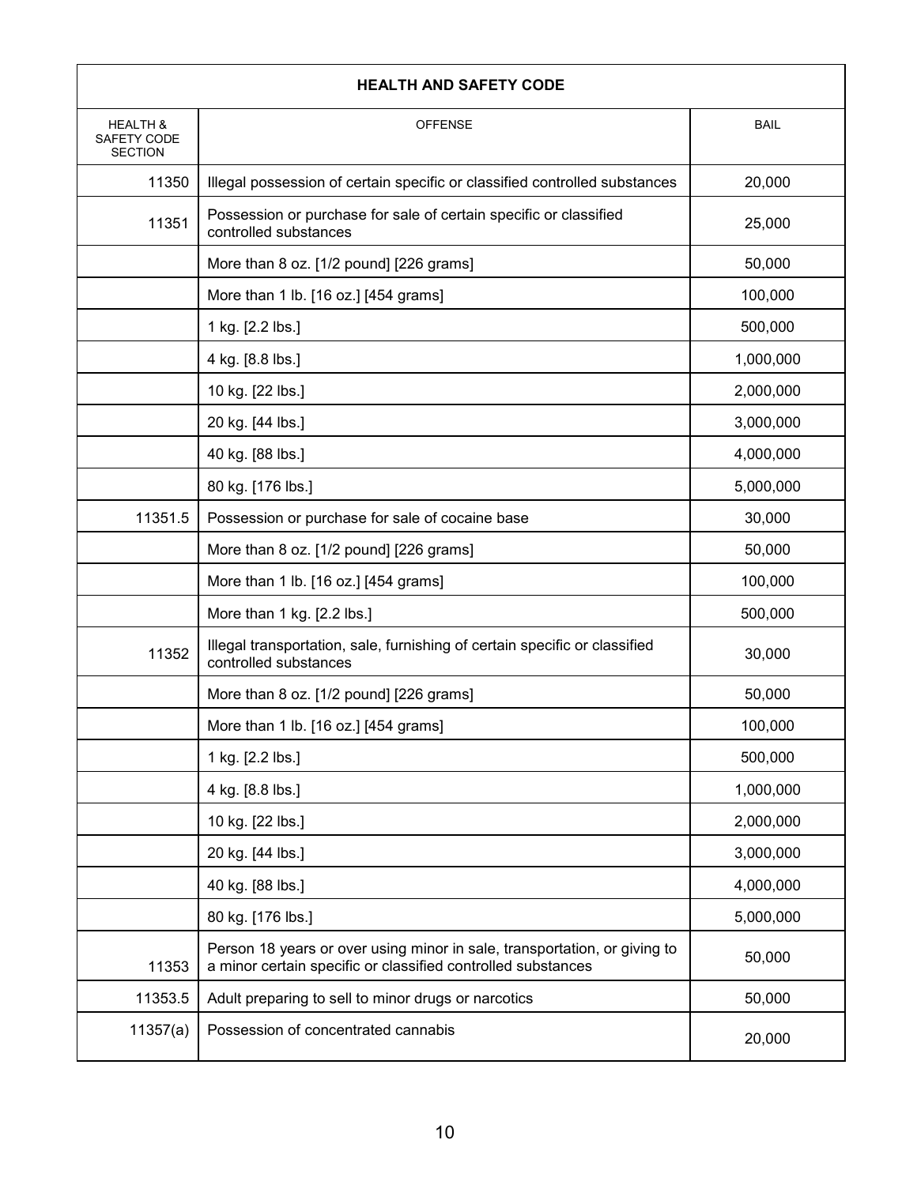| HEALTH AND SAFETY CODE | | |
|---|---|---|
| HEALTH & SAFETY CODE SECTION | OFFENSE | BAIL |
| 11350 | Illegal possession of certain specific or classified controlled substances | 20,000 |
| 11351 | Possession or purchase for sale of certain specific or classified controlled substances | 25,000 |
| | More than 8 oz. [1/2 pound] [226 grams] | 50,000 |
| | More than 1 lb. [16 oz.] [454 grams] | 100,000 |
| | 1 kg. [2.2 lbs.] | 500,000 |
| | 4 kg. [8.8 lbs.] | 1,000,000 |
| | 10 kg. [22 lbs.] | 2,000,000 |
| | 20 kg. [44 lbs.] | 3,000,000 |
| | 40 kg. [88 lbs.] | 4,000,000 |
| | 80 kg. [176 lbs.] | 5,000,000 |
| 11351.5 | Possession or purchase for sale of cocaine base | 30,000 |
| | More than 8 oz. [1/2 pound] [226 grams] | 50,000 |
| | More than 1 lb. [16 oz.] [454 grams] | 100,000 |
| | More than 1 kg. [2.2 lbs.] | 500,000 |
| 11352 | Illegal transportation, sale, furnishing of certain specific or classified controlled substances | 30,000 |
| | More than 8 oz. [1/2 pound] [226 grams] | 50,000 |
| | More than 1 lb. [16 oz.] [454 grams] | 100,000 |
| | 1 kg. [2.2 lbs.] | 500,000 |
| | 4 kg. [8.8 lbs.] | 1,000,000 |
| | 10 kg. [22 lbs.] | 2,000,000 |
| | 20 kg. [44 lbs.] | 3,000,000 |
| | 40 kg. [88 lbs.] | 4,000,000 |
| | 80 kg. [176 lbs.] | 5,000,000 |
| 11353 | Person 18 years or over using minor in sale, transportation, or giving to a minor certain specific or classified controlled substances | 50,000 |
| 11353.5 | Adult preparing to sell to minor drugs or narcotics | 50,000 |
| 11357(a) | Possession of concentrated cannabis | 20,000 |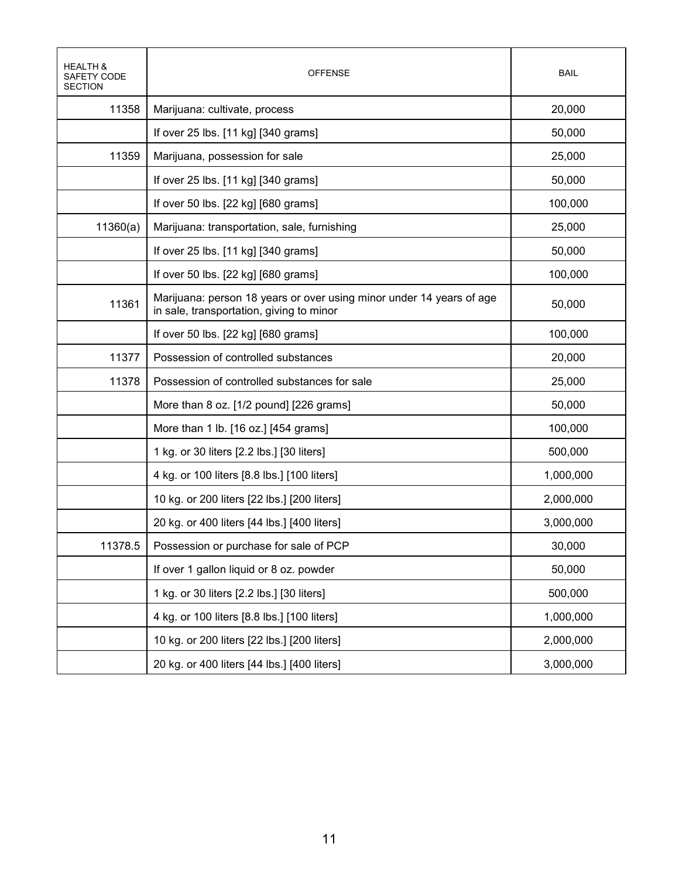| HEALTH & SAFETY CODE SECTION | OFFENSE | BAIL |
|---|---|---|
| 11358 | Marijuana: cultivate, process | 20,000 |
| | If over 25 lbs. [11 kg] [340 grams] | 50,000 |
| 11359 | Marijuana, possession for sale | 25,000 |
| | If over 25 lbs. [11 kg] [340 grams] | 50,000 |
| | If over 50 lbs. [22 kg] [680 grams] | 100,000 |
| 11360(a) | Marijuana: transportation, sale, furnishing | 25,000 |
| | If over 25 lbs. [11 kg] [340 grams] | 50,000 |
| | If over 50 lbs. [22 kg] [680 grams] | 100,000 |
| 11361 | Marijuana: person 18 years or over using minor under 14 years of age in sale, transportation, giving to minor | 50,000 |
| | If over 50 lbs. [22 kg] [680 grams] | 100,000 |
| 11377 | Possession of controlled substances | 20,000 |
| 11378 | Possession of controlled substances for sale | 25,000 |
| | More than 8 oz. [1/2 pound] [226 grams] | 50,000 |
| | More than 1 lb. [16 oz.] [454 grams] | 100,000 |
| | 1 kg. or 30 liters [2.2 lbs.] [30 liters] | 500,000 |
| | 4 kg. or 100 liters [8.8 lbs.] [100 liters] | 1,000,000 |
| | 10 kg. or 200 liters [22 lbs.] [200 liters] | 2,000,000 |
| | 20 kg. or 400 liters [44 lbs.] [400 liters] | 3,000,000 |
| 11378.5 | Possession or purchase for sale of PCP | 30,000 |
| | If over 1 gallon liquid or 8 oz. powder | 50,000 |
| | 1 kg. or 30 liters [2.2 lbs.] [30 liters] | 500,000 |
| | 4 kg. or 100 liters [8.8 lbs.] [100 liters] | 1,000,000 |
| | 10 kg. or 200 liters [22 lbs.] [200 liters] | 2,000,000 |
| | 20 kg. or 400 liters [44 lbs.] [400 liters] | 3,000,000 |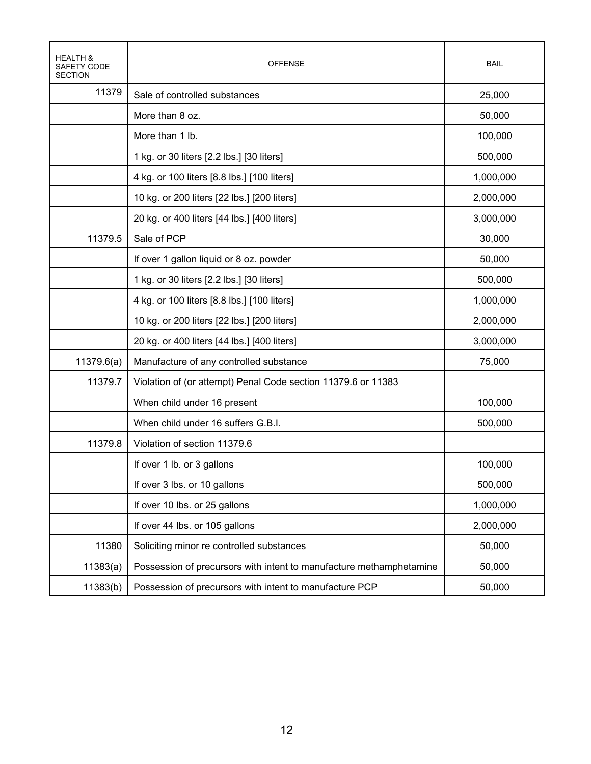| HEALTH & SAFETY CODE SECTION | OFFENSE | BAIL |
|---|---|---|
| 11379 | Sale of controlled substances | 25,000 |
| | More than 8 oz. | 50,000 |
| | More than 1 lb. | 100,000 |
| | 1 kg. or 30 liters [2.2 lbs.] [30 liters] | 500,000 |
| | 4 kg. or 100 liters [8.8 lbs.] [100 liters] | 1,000,000 |
| | 10 kg. or 200 liters [22 lbs.] [200 liters] | 2,000,000 |
| | 20 kg. or 400 liters [44 lbs.] [400 liters] | 3,000,000 |
| 11379.5 | Sale of PCP | 30,000 |
| | If over 1 gallon liquid or 8 oz. powder | 50,000 |
| | 1 kg. or 30 liters [2.2 lbs.] [30 liters] | 500,000 |
| | 4 kg. or 100 liters [8.8 lbs.] [100 liters] | 1,000,000 |
| | 10 kg. or 200 liters [22 lbs.] [200 liters] | 2,000,000 |
| | 20 kg. or 400 liters [44 lbs.] [400 liters] | 3,000,000 |
| 11379.6(a) | Manufacture of any controlled substance | 75,000 |
| 11379.7 | Violation of (or attempt) Penal Code section 11379.6 or 11383 | |
| | When child under 16 present | 100,000 |
| | When child under 16 suffers G.B.I. | 500,000 |
| 11379.8 | Violation of section 11379.6 | |
| | If over 1 lb. or 3 gallons | 100,000 |
| | If over 3 lbs. or 10 gallons | 500,000 |
| | If over 10 lbs. or 25 gallons | 1,000,000 |
| | If over 44 lbs. or 105 gallons | 2,000,000 |
| 11380 | Soliciting minor re controlled substances | 50,000 |
| 11383(a) | Possession of precursors with intent to manufacture methamphetamine | 50,000 |
| 11383(b) | Possession of precursors with intent to manufacture PCP | 50,000 |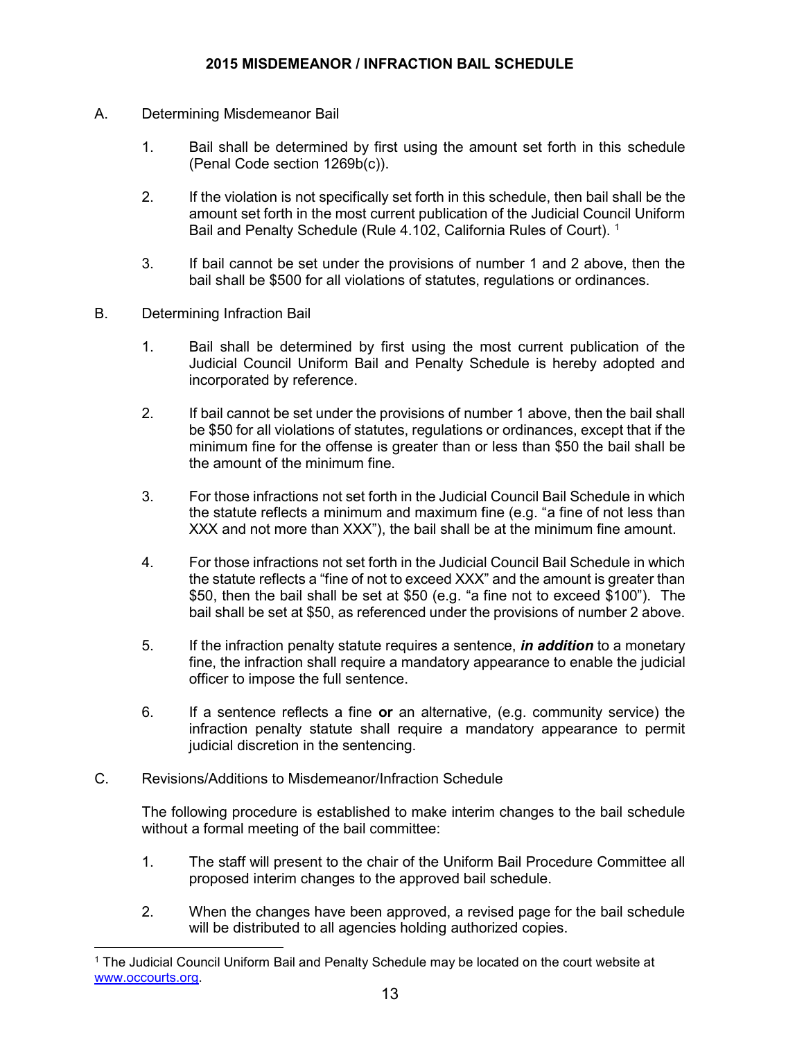# 2015 MISDEMEANOR / INFRACTION BAIL SCHEDULE

A. Determining Misdemeanor Bail

1. Bail shall be determined by first using the amount set forth in this schedule (Penal Code section 1269b(c)).

2. If the violation is not specifically set forth in this schedule, then bail shall be the amount set forth in the most current publication of the Judicial Council Uniform Bail and Penalty Schedule (Rule 4.102, California Rules of Court). [1]

3. If bail cannot be set under the provisions of number 1 and 2 above, then the bail shall be $500 for all violations of statutes, regulations or ordinances.

B. Determining Infraction Bail

1. Bail shall be determined by first using the most current publication of the Judicial Council Uniform Bail and Penalty Schedule is hereby adopted and incorporated by reference.

2. If bail cannot be set under the provisions of number 1 above, then the bail shall be $50 for all violations of statutes, regulations or ordinances, except that if the minimum fine for the offense is greater than or less than $50 the bail shall be the amount of the minimum fine.

3. For those infractions not set forth in the Judicial Council Bail Schedule in which the statute reflects a minimum and maximum fine (e.g. "a fine of not less than XXX and not more than XXX"), the bail shall be at the minimum fine amount.

4. For those infractions not set forth in the Judicial Council Bail Schedule in which the statute reflects a "fine of not to exceed XXX" and the amount is greater than $50, then the bail shall be set at $50 (e.g. "a fine not to exceed $100"). The bail shall be set at $50, as referenced under the provisions of number 2 above.

5. If the infraction penalty statute requires a sentence, ***in addition*** to a monetary fine, the infraction shall require a mandatory appearance to enable the judicial officer to impose the full sentence.

6. If a sentence reflects a fine **or** an alternative, (e.g. community service) the infraction penalty statute shall require a mandatory appearance to permit judicial discretion in the sentencing.

C. Revisions/Additions to Misdemeanor/Infraction Schedule

The following procedure is established to make interim changes to the bail schedule without a formal meeting of the bail committee:

1. The staff will present to the chair of the Uniform Bail Procedure Committee all proposed interim changes to the approved bail schedule.

2. When the changes have been approved, a revised page for the bail schedule will be distributed to all agencies holding authorized copies.

---

[1] The Judicial Council Uniform Bail and Penalty Schedule may be located on the court website at www.occourts.org.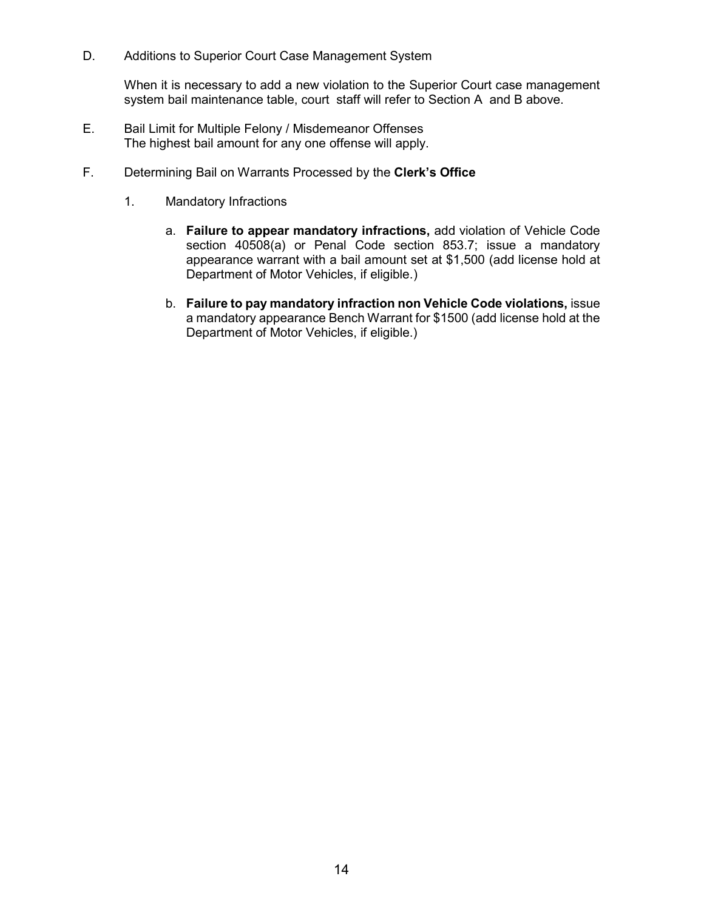D. Additions to Superior Court Case Management System

When it is necessary to add a new violation to the Superior Court case management system bail maintenance table, court staff will refer to Section A and B above.

E. Bail Limit for Multiple Felony / Misdemeanor Offenses
The highest bail amount for any one offense will apply.

F. Determining Bail on Warrants Processed by the **Clerk's Office**

1. Mandatory Infractions

   a. **Failure to appear mandatory infractions,** add violation of Vehicle Code section 40508(a) or Penal Code section 853.7; issue a mandatory appearance warrant with a bail amount set at $1,500 (add license hold at Department of Motor Vehicles, if eligible.)

   b. **Failure to pay mandatory infraction non Vehicle Code violations,** issue a mandatory appearance Bench Warrant for $1500 (add license hold at the Department of Motor Vehicles, if eligible.)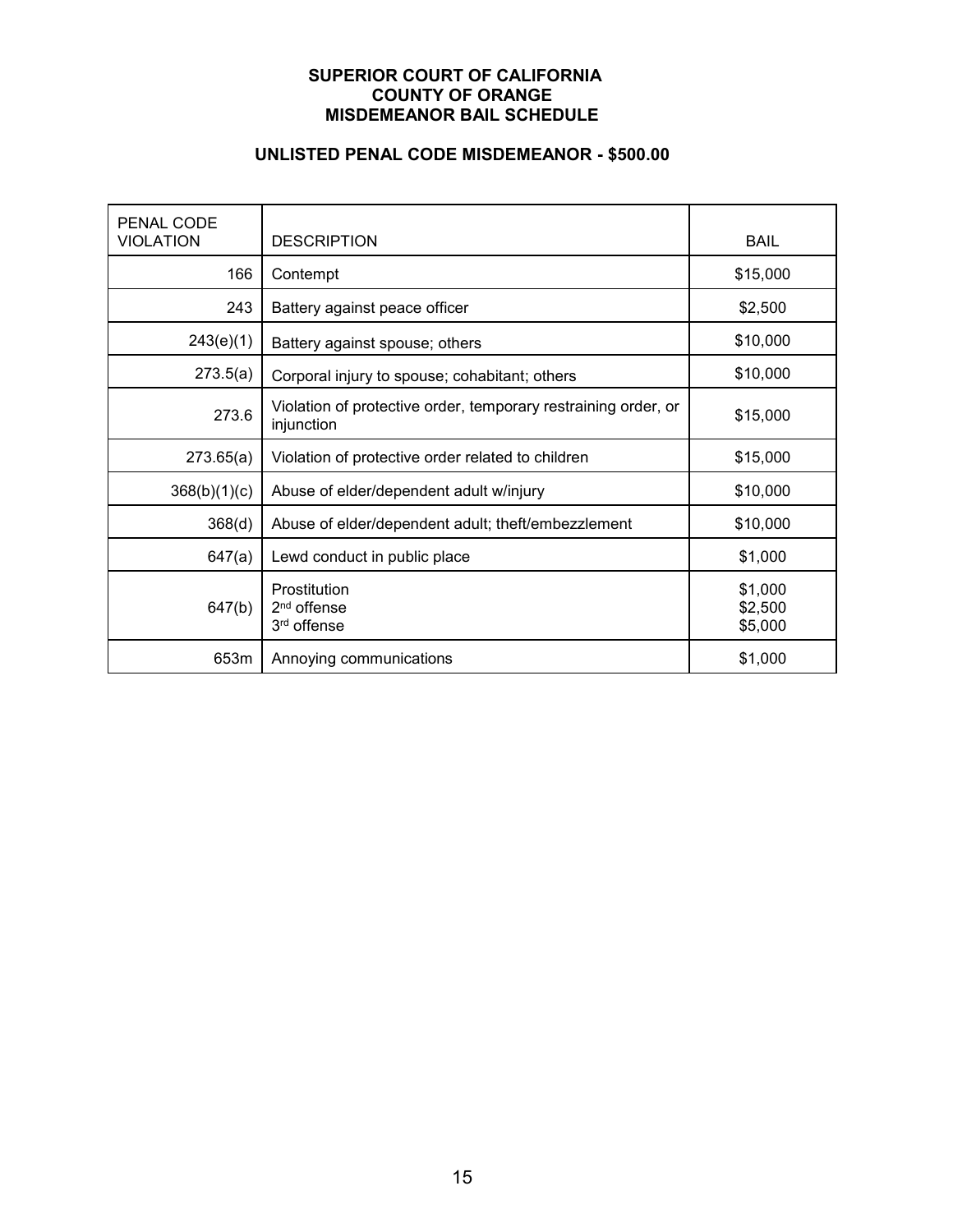**SUPERIOR COURT OF CALIFORNIA**
**COUNTY OF ORANGE**
**MISDEMEANOR BAIL SCHEDULE**

**UNLISTED PENAL CODE MISDEMEANOR - $500.00**

| PENAL CODE VIOLATION | DESCRIPTION | BAIL |
|---|---|---|
| 166 | Contempt | $15,000 |
| 243 | Battery against peace officer | $2,500 |
| 243(e)(1) | Battery against spouse; others | $10,000 |
| 273.5(a) | Corporal injury to spouse; cohabitant; others | $10,000 |
| 273.6 | Violation of protective order, temporary restraining order, or injunction | $15,000 |
| 273.65(a) | Violation of protective order related to children | $15,000 |
| 368(b)(1)(c) | Abuse of elder/dependent adult w/injury | $10,000 |
| 368(d) | Abuse of elder/dependent adult; theft/embezzlement | $10,000 |
| 647(a) | Lewd conduct in public place | $1,000 |
| 647(b) | Prostitution<br>2nd offense<br>3rd offense | $1,000<br>$2,500<br>$5,000 |
| 653m | Annoying communications | $1,000 |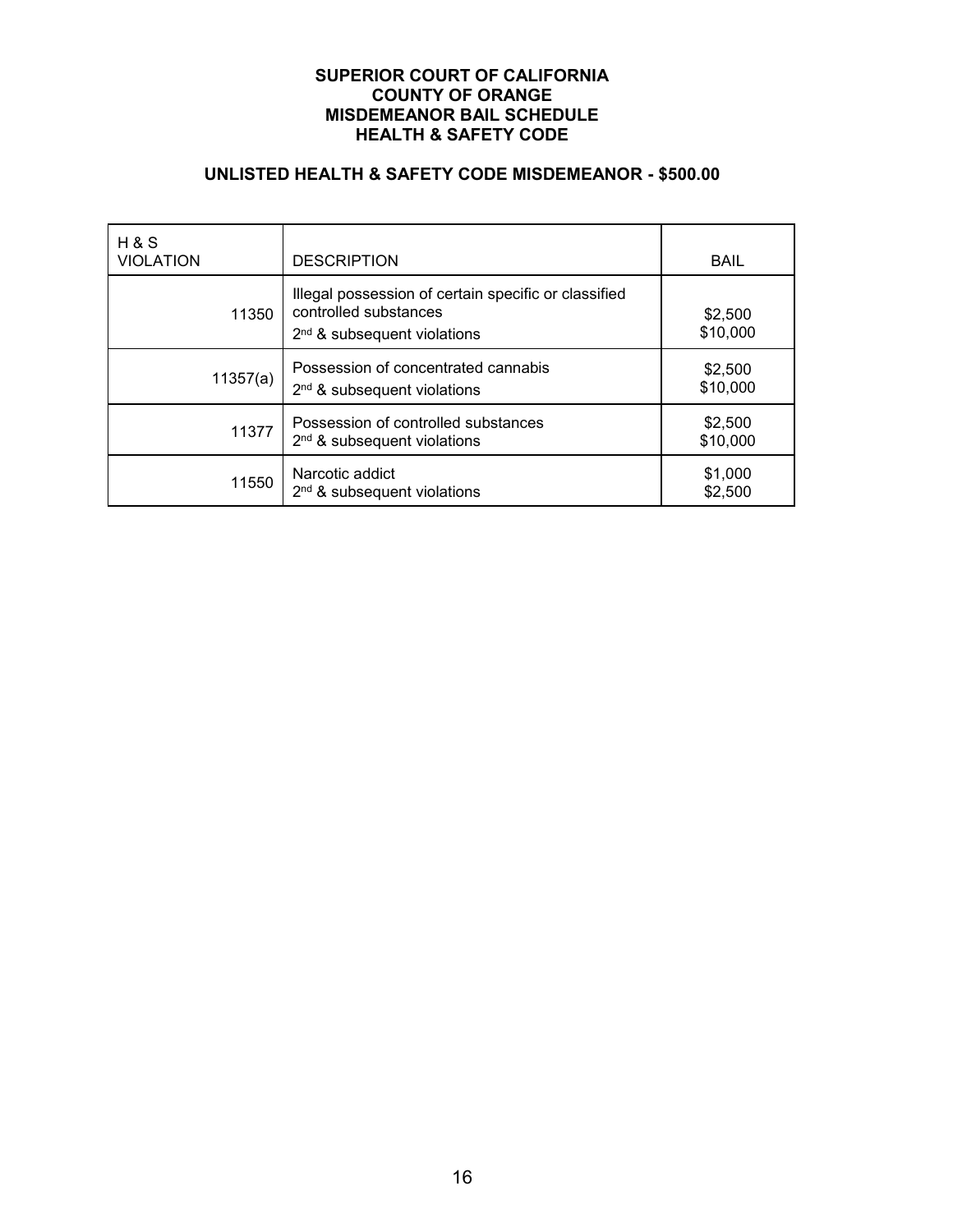**SUPERIOR COURT OF CALIFORNIA**
**COUNTY OF ORANGE**
**MISDEMEANOR BAIL SCHEDULE**
**HEALTH & SAFETY CODE**

**UNLISTED HEALTH & SAFETY CODE MISDEMEANOR - $500.00**

| H & S VIOLATION | DESCRIPTION | BAIL |
|---|---|---|
| 11350 | Illegal possession of certain specific or classified controlled substances<br>2nd & subsequent violations | $2,500<br>$10,000 |
| 11357(a) | Possession of concentrated cannabis<br>2nd & subsequent violations | $2,500<br>$10,000 |
| 11377 | Possession of controlled substances<br>2nd & subsequent violations | $2,500<br>$10,000 |
| 11550 | Narcotic addict<br>2nd & subsequent violations | $1,000<br>$2,500 |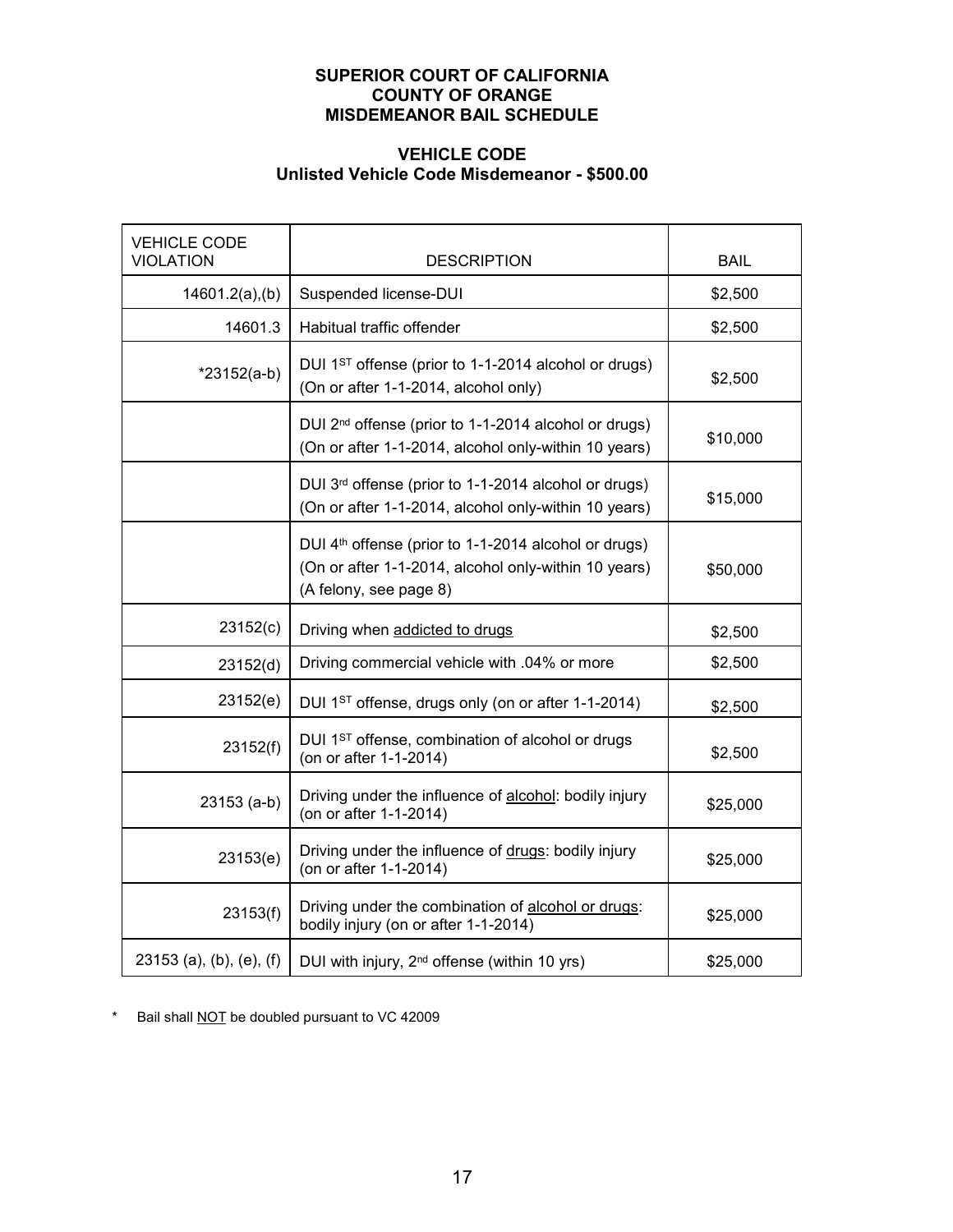# SUPERIOR COURT OF CALIFORNIA
# COUNTY OF ORANGE
# MISDEMEANOR BAIL SCHEDULE

## VEHICLE CODE
## Unlisted Vehicle Code Misdemeanor - $500.00

| VEHICLE CODE VIOLATION | DESCRIPTION | BAIL |
|---|---|---|
| 14601.2(a),(b) | Suspended license-DUI | $2,500 |
| 14601.3 | Habitual traffic offender | $2,500 |
| *23152(a-b) | DUI 1ST offense (prior to 1-1-2014 alcohol or drugs) (On or after 1-1-2014, alcohol only) | $2,500 |
| | DUI 2nd offense (prior to 1-1-2014 alcohol or drugs) (On or after 1-1-2014, alcohol only-within 10 years) | $10,000 |
| | DUI 3rd offense (prior to 1-1-2014 alcohol or drugs) (On or after 1-1-2014, alcohol only-within 10 years) | $15,000 |
| | DUI 4th offense (prior to 1-1-2014 alcohol or drugs) (On or after 1-1-2014, alcohol only-within 10 years) (A felony, see page 8) | $50,000 |
| 23152(c) | Driving when addicted to drugs | $2,500 |
| 23152(d) | Driving commercial vehicle with .04% or more | $2,500 |
| 23152(e) | DUI 1ST offense, drugs only (on or after 1-1-2014) | $2,500 |
| 23152(f) | DUI 1ST offense, combination of alcohol or drugs (on or after 1-1-2014) | $2,500 |
| 23153 (a-b) | Driving under the influence of alcohol: bodily injury (on or after 1-1-2014) | $25,000 |
| 23153(e) | Driving under the influence of drugs: bodily injury (on or after 1-1-2014) | $25,000 |
| 23153(f) | Driving under the combination of alcohol or drugs: bodily injury (on or after 1-1-2014) | $25,000 |
| 23153 (a), (b), (e), (f) | DUI with injury, 2nd offense (within 10 yrs) | $25,000 |

\* Bail shall NOT be doubled pursuant to VC 42009